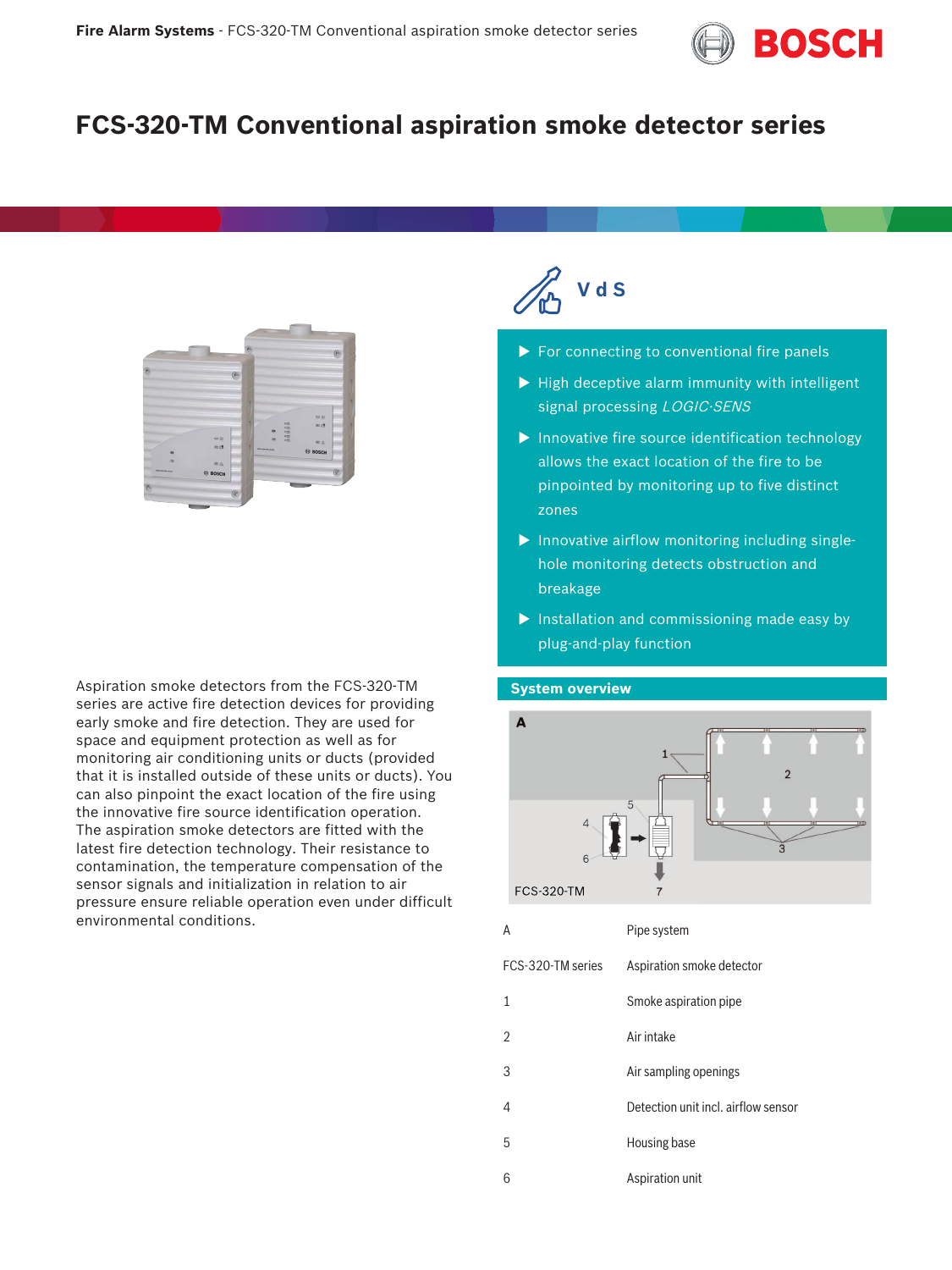# FCS-320-TM Conventional aspiration smoke detector series

VdS

- For connecting to conventional fire panels
- High deceptive alarm immunity with intelligent signal processing *LOGIC·SENS*
- Innovative fire source identification technology allows the exact location of the fire to be pinpointed by monitoring up to five distinct zones
- Innovative airflow monitoring including single-hole monitoring detects obstruction and breakage
- Installation and commissioning made easy by plug-and-play function

Aspiration smoke detectors from the FCS-320-TM series are active fire detection devices for providing early smoke and fire detection. They are used for space and equipment protection as well as for monitoring air conditioning units or ducts (provided that it is installed outside of these units or ducts). You can also pinpoint the exact location of the fire using the innovative fire source identification operation. The aspiration smoke detectors are fitted with the latest fire detection technology. Their resistance to contamination, the temperature compensation of the sensor signals and initialization in relation to air pressure ensure reliable operation even under difficult environmental conditions.

## System overview

| | |
|---|---|
| A | Pipe system |
| FCS-320-TM series | Aspiration smoke detector |
| 1 | Smoke aspiration pipe |
| 2 | Air intake |
| 3 | Air sampling openings |
| 4 | Detection unit incl. airflow sensor |
| 5 | Housing base |
| 6 | Aspiration unit |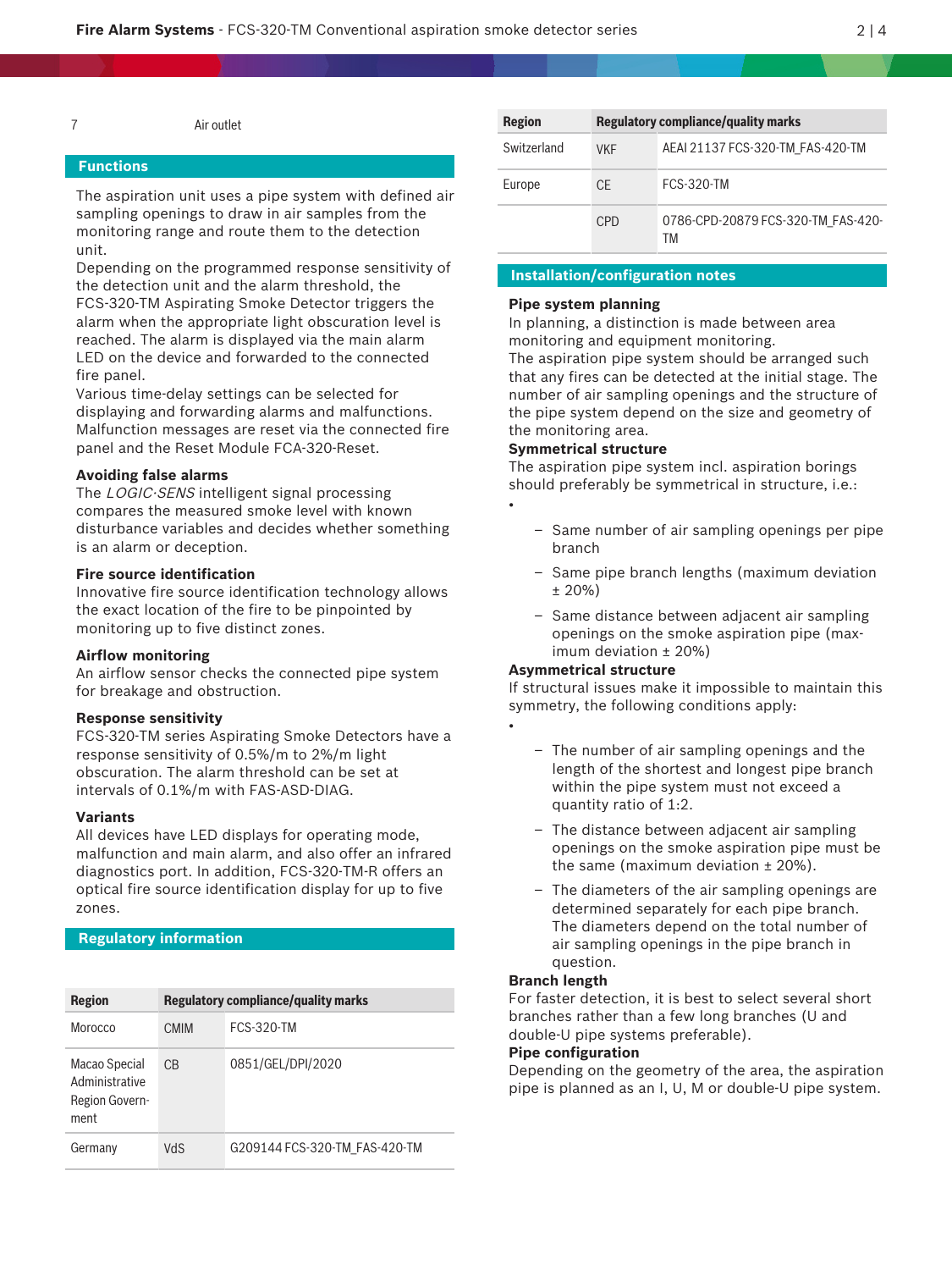| 7 | Air outlet |
|---|---|

## Functions

The aspiration unit uses a pipe system with defined air sampling openings to draw in air samples from the monitoring range and route them to the detection unit.
Depending on the programmed response sensitivity of the detection unit and the alarm threshold, the FCS-320-TM Aspirating Smoke Detector triggers the alarm when the appropriate light obscuration level is reached. The alarm is displayed via the main alarm LED on the device and forwarded to the connected fire panel.
Various time-delay settings can be selected for displaying and forwarding alarms and malfunctions. Malfunction messages are reset via the connected fire panel and the Reset Module FCA-320-Reset.

### Avoiding false alarms

The *LOGIC·SENS* intelligent signal processing compares the measured smoke level with known disturbance variables and decides whether something is an alarm or deception.

### Fire source identification

Innovative fire source identification technology allows the exact location of the fire to be pinpointed by monitoring up to five distinct zones.

### Airflow monitoring

An airflow sensor checks the connected pipe system for breakage and obstruction.

### Response sensitivity

FCS-320-TM series Aspirating Smoke Detectors have a response sensitivity of 0.5%/m to 2%/m light obscuration. The alarm threshold can be set at intervals of 0.1%/m with FAS-ASD-DIAG.

### Variants

All devices have LED displays for operating mode, malfunction and main alarm, and also offer an infrared diagnostics port. In addition, FCS-320-TM-R offers an optical fire source identification display for up to five zones.

## Regulatory information

| Region | Regulatory compliance/quality marks | |
|---|---|---|
| Morocco | CMIM | FCS-320-TM |
| Macao Special Administrative Region Government | CB | 0851/GEL/DPI/2020 |
| Germany | VdS | G209144 FCS-320-TM_FAS-420-TM |
| Switzerland | VKF | AEAI 21137 FCS-320-TM_FAS-420-TM |
| Europe | CE | FCS-320-TM |
| | CPD | 0786-CPD-20879 FCS-320-TM_FAS-420-TM |

## Installation/configuration notes

**Pipe system planning**

In planning, a distinction is made between area monitoring and equipment monitoring.
The aspiration pipe system should be arranged such that any fires can be detected at the initial stage. The number of air sampling openings and the structure of the pipe system depend on the size and geometry of the monitoring area.

**Symmetrical structure**

The aspiration pipe system incl. aspiration borings should preferably be symmetrical in structure, i.e.:

- 
  - Same number of air sampling openings per pipe branch
  - Same pipe branch lengths (maximum deviation ± 20%)
  - Same distance between adjacent air sampling openings on the smoke aspiration pipe (maximum deviation ± 20%)

**Asymmetrical structure**

If structural issues make it impossible to maintain this symmetry, the following conditions apply:

- 
  - The number of air sampling openings and the length of the shortest and longest pipe branch within the pipe system must not exceed a quantity ratio of 1:2.
  - The distance between adjacent air sampling openings on the smoke aspiration pipe must be the same (maximum deviation ± 20%).
  - The diameters of the air sampling openings are determined separately for each pipe branch. The diameters depend on the total number of air sampling openings in the pipe branch in question.

**Branch length**

For faster detection, it is best to select several short branches rather than a few long branches (U and double-U pipe systems preferable).

**Pipe configuration**

Depending on the geometry of the area, the aspiration pipe is planned as an I, U, M or double-U pipe system.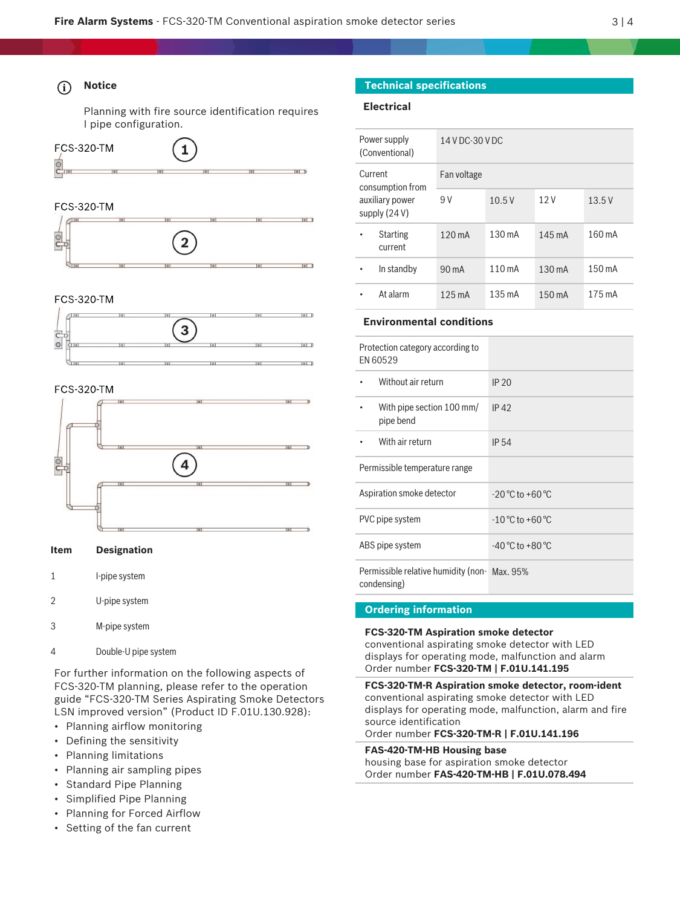**Notice**

Planning with fire source identification requires I pipe configuration.

FCS-320-TM

FCS-320-TM

FCS-320-TM

FCS-320-TM

| Item | Designation |
|---|---|
| 1 | I-pipe system |
| 2 | U-pipe system |
| 3 | M-pipe system |
| 4 | Double-U pipe system |

For further information on the following aspects of FCS-320-TM planning, please refer to the operation guide “FCS-320-TM Series Aspirating Smoke Detectors LSN improved version” (Product ID F.01U.130.928):

- Planning airflow monitoring
- Defining the sensitivity
- Planning limitations
- Planning air sampling pipes
- Standard Pipe Planning
- Simplified Pipe Planning
- Planning for Forced Airflow
- Setting of the fan current

## Technical specifications

### Electrical

| | | | | |
|---|---|---|---|---|
| Power supply (Conventional) | 14 V DC-30 V DC | | | |
| Current consumption from auxiliary power supply (24 V) | Fan voltage | | | |
| | 9 V | 10.5 V | 12 V | 13.5 V |
| • Starting current | 120 mA | 130 mA | 145 mA | 160 mA |
| • In standby | 90 mA | 110 mA | 130 mA | 150 mA |
| • At alarm | 125 mA | 135 mA | 150 mA | 175 mA |

### Environmental conditions

| | |
|---|---|
| Protection category according to EN 60529 | |
| • Without air return | IP 20 |
| • With pipe section 100 mm/ pipe bend | IP 42 |
| • With air return | IP 54 |
| Permissible temperature range | |
| Aspiration smoke detector | -20 °C to +60 °C |
| PVC pipe system | -10 °C to +60 °C |
| ABS pipe system | -40 °C to +80 °C |
| Permissible relative humidity (non-condensing) | Max. 95% |

## Ordering information

**FCS-320-TM Aspiration smoke detector**
conventional aspirating smoke detector with LED displays for operating mode, malfunction and alarm
Order number **FCS-320-TM | F.01U.141.195**

**FCS-320-TM-R Aspiration smoke detector, room-ident**
conventional aspirating smoke detector with LED displays for operating mode, malfunction, alarm and fire source identification
Order number **FCS-320-TM-R | F.01U.141.196**

**FAS-420-TM-HB Housing base**
housing base for aspiration smoke detector
Order number **FAS-420-TM-HB | F.01U.078.494**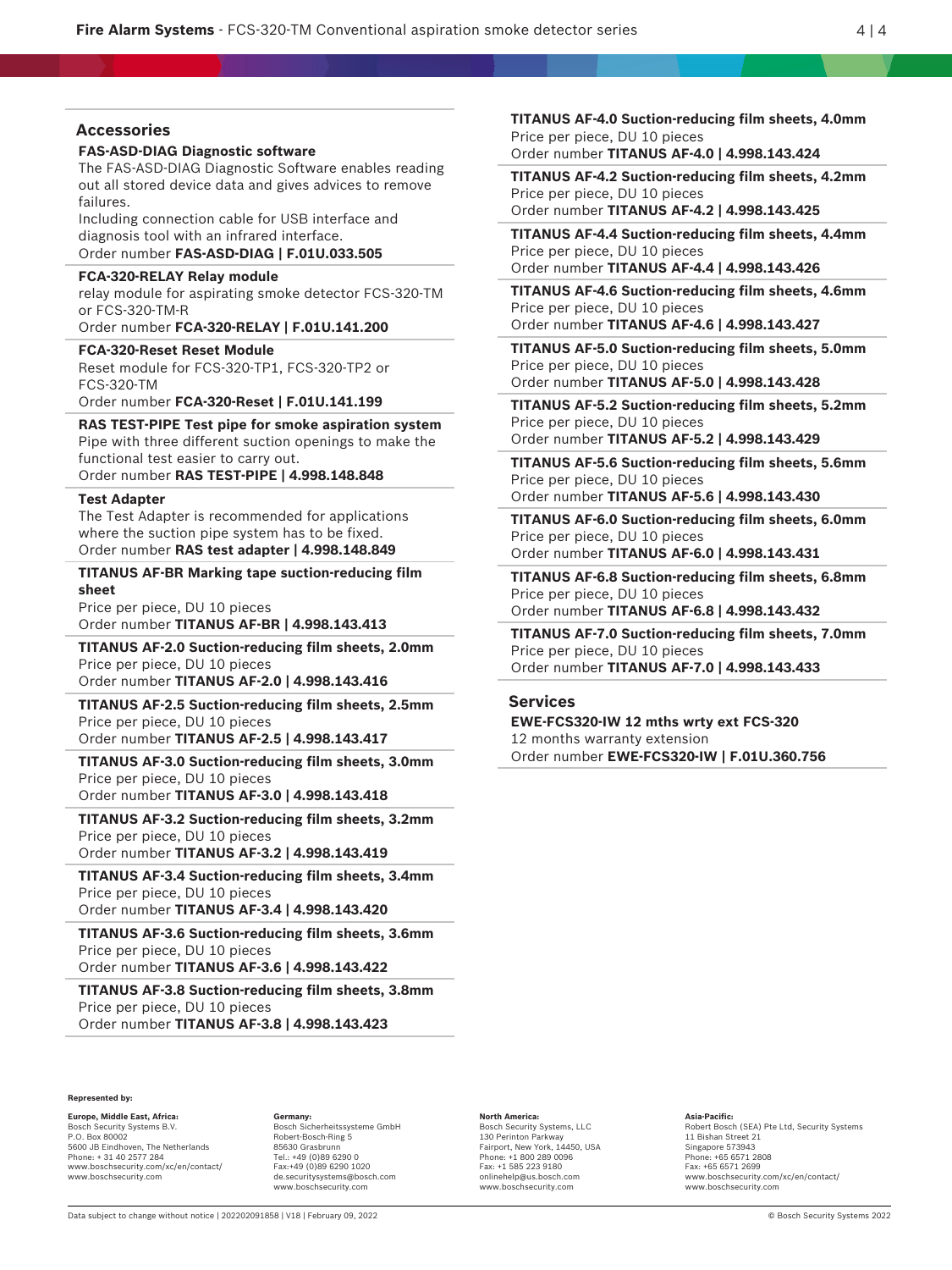## Accessories

**FAS-ASD-DIAG Diagnostic software**
The FAS-ASD-DIAG Diagnostic Software enables reading out all stored device data and gives advices to remove failures.
Including connection cable for USB interface and diagnosis tool with an infrared interface.
Order number **FAS-ASD-DIAG | F.01U.033.505**

**FCA-320-RELAY Relay module**
relay module for aspirating smoke detector FCS-320-TM or FCS-320-TM-R
Order number **FCA-320-RELAY | F.01U.141.200**

**FCA-320-Reset Reset Module**
Reset module for FCS-320-TP1, FCS-320-TP2 or FCS-320-TM
Order number **FCA-320-Reset | F.01U.141.199**

**RAS TEST-PIPE Test pipe for smoke aspiration system**
Pipe with three different suction openings to make the functional test easier to carry out.
Order number **RAS TEST-PIPE | 4.998.148.848**

**Test Adapter**
The Test Adapter is recommended for applications where the suction pipe system has to be fixed.
Order number **RAS test adapter | 4.998.148.849**

**TITANUS AF-BR Marking tape suction-reducing film sheet**
Price per piece, DU 10 pieces
Order number **TITANUS AF-BR | 4.998.143.413**

**TITANUS AF-2.0 Suction-reducing film sheets, 2.0mm**
Price per piece, DU 10 pieces
Order number **TITANUS AF-2.0 | 4.998.143.416**

**TITANUS AF-2.5 Suction-reducing film sheets, 2.5mm**
Price per piece, DU 10 pieces
Order number **TITANUS AF-2.5 | 4.998.143.417**

**TITANUS AF-3.0 Suction-reducing film sheets, 3.0mm**
Price per piece, DU 10 pieces
Order number **TITANUS AF-3.0 | 4.998.143.418**

**TITANUS AF-3.2 Suction-reducing film sheets, 3.2mm**
Price per piece, DU 10 pieces
Order number **TITANUS AF-3.2 | 4.998.143.419**

**TITANUS AF-3.4 Suction-reducing film sheets, 3.4mm**
Price per piece, DU 10 pieces
Order number **TITANUS AF-3.4 | 4.998.143.420**

**TITANUS AF-3.6 Suction-reducing film sheets, 3.6mm**
Price per piece, DU 10 pieces
Order number **TITANUS AF-3.6 | 4.998.143.422**

**TITANUS AF-3.8 Suction-reducing film sheets, 3.8mm**
Price per piece, DU 10 pieces
Order number **TITANUS AF-3.8 | 4.998.143.423**

**TITANUS AF-4.0 Suction-reducing film sheets, 4.0mm**
Price per piece, DU 10 pieces
Order number **TITANUS AF-4.0 | 4.998.143.424**

**TITANUS AF-4.2 Suction-reducing film sheets, 4.2mm**
Price per piece, DU 10 pieces
Order number **TITANUS AF-4.2 | 4.998.143.425**

**TITANUS AF-4.4 Suction-reducing film sheets, 4.4mm**
Price per piece, DU 10 pieces
Order number **TITANUS AF-4.4 | 4.998.143.426**

**TITANUS AF-4.6 Suction-reducing film sheets, 4.6mm**
Price per piece, DU 10 pieces
Order number **TITANUS AF-4.6 | 4.998.143.427**

**TITANUS AF-5.0 Suction-reducing film sheets, 5.0mm**
Price per piece, DU 10 pieces
Order number **TITANUS AF-5.0 | 4.998.143.428**

**TITANUS AF-5.2 Suction-reducing film sheets, 5.2mm**
Price per piece, DU 10 pieces
Order number **TITANUS AF-5.2 | 4.998.143.429**

**TITANUS AF-5.6 Suction-reducing film sheets, 5.6mm**
Price per piece, DU 10 pieces
Order number **TITANUS AF-5.6 | 4.998.143.430**

**TITANUS AF-6.0 Suction-reducing film sheets, 6.0mm**
Price per piece, DU 10 pieces
Order number **TITANUS AF-6.0 | 4.998.143.431**

**TITANUS AF-6.8 Suction-reducing film sheets, 6.8mm**
Price per piece, DU 10 pieces
Order number **TITANUS AF-6.8 | 4.998.143.432**

**TITANUS AF-7.0 Suction-reducing film sheets, 7.0mm**
Price per piece, DU 10 pieces
Order number **TITANUS AF-7.0 | 4.998.143.433**

## Services

**EWE-FCS320-IW 12 mths wrty ext FCS-320**
12 months warranty extension
Order number **EWE-FCS320-IW | F.01U.360.756**

**Represented by:**

**Europe, Middle East, Africa:**
Bosch Security Systems B.V.
P.O. Box 80002
5600 JB Eindhoven, The Netherlands
Phone: + 31 40 2577 284
www.boschsecurity.com/xc/en/contact/
www.boschsecurity.com

**Germany:**
Bosch Sicherheitssysteme GmbH
Robert-Bosch-Ring 5
85630 Grasbrunn
Tel.: +49 (0)89 6290 0
Fax:+49 (0)89 6290 1020
de.securitysystems@bosch.com
www.boschsecurity.com

**North America:**
Bosch Security Systems, LLC
130 Perinton Parkway
Fairport, New York, 14450, USA
Phone: +1 800 289 0096
Fax: +1 585 223 9180
onlinehelp@us.bosch.com
www.boschsecurity.com

**Asia-Pacific:**
Robert Bosch (SEA) Pte Ltd, Security Systems
11 Bishan Street 21
Singapore 573943
Phone: +65 6571 2808
Fax: +65 6571 2699
www.boschsecurity.com/xc/en/contact/
www.boschsecurity.com

Data subject to change without notice | 202202091858 | V18 | February 09, 2022

© Bosch Security Systems 2022